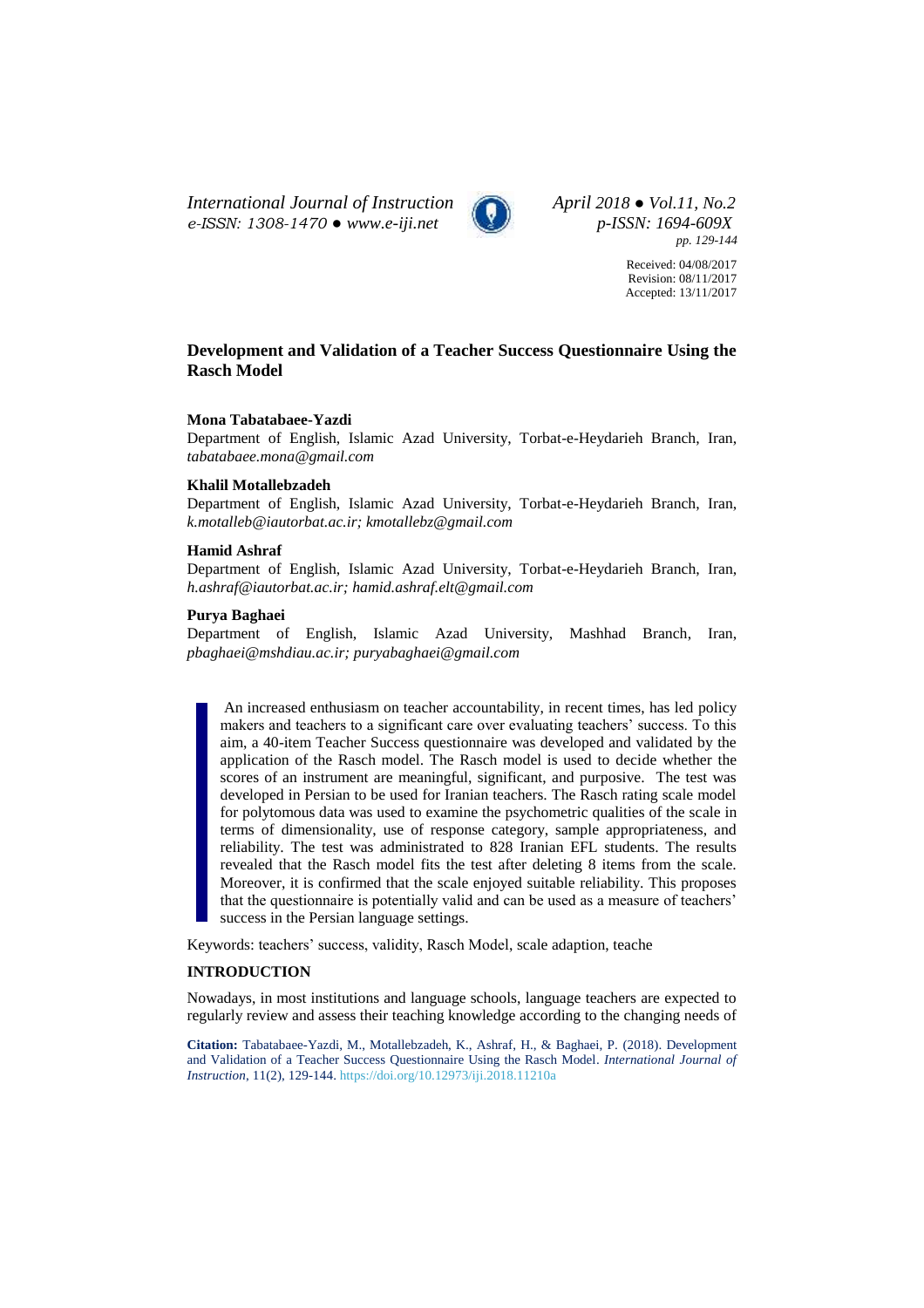# Development and Validation of a Teacher Success Questionnaire Using the Rasch Model

**Mona Tabatabaee-Yazdi**
Department of English, Islamic Azad University, Torbat-e-Heydarieh Branch, Iran, *tabatabaee.mona@gmail.com*

**Khalil Motallebzadeh**
Department of English, Islamic Azad University, Torbat-e-Heydarieh Branch, Iran, *k.motalleb@iautorbat.ac.ir; kmotallebz@gmail.com*

**Hamid Ashraf**
Department of English, Islamic Azad University, Torbat-e-Heydarieh Branch, Iran, *h.ashraf@iautorbat.ac.ir; hamid.ashraf.elt@gmail.com*

**Purya Baghaei**
Department of English, Islamic Azad University, Mashhad Branch, Iran, *pbaghaei@mshdiau.ac.ir; puryabaghaei@gmail.com*

An increased enthusiasm on teacher accountability, in recent times, has led policy makers and teachers to a significant care over evaluating teachers' success. To this aim, a 40-item Teacher Success questionnaire was developed and validated by the application of the Rasch model. The Rasch model is used to decide whether the scores of an instrument are meaningful, significant, and purposive. The test was developed in Persian to be used for Iranian teachers. The Rasch rating scale model for polytomous data was used to examine the psychometric qualities of the scale in terms of dimensionality, use of response category, sample appropriateness, and reliability. The test was administrated to 828 Iranian EFL students. The results revealed that the Rasch model fits the test after deleting 8 items from the scale. Moreover, it is confirmed that the scale enjoyed suitable reliability. This proposes that the questionnaire is potentially valid and can be used as a measure of teachers' success in the Persian language settings.

Keywords: teachers' success, validity, Rasch Model, scale adaption, teache

## INTRODUCTION

Nowadays, in most institutions and language schools, language teachers are expected to regularly review and assess their teaching knowledge according to the changing needs of

**Citation:** Tabatabaee-Yazdi, M., Motallebzadeh, K., Ashraf, H., & Baghaei, P. (2018). Development and Validation of a Teacher Success Questionnaire Using the Rasch Model. *International Journal of Instruction*, 11(2), 129-144. https://doi.org/10.12973/iji.2018.11210a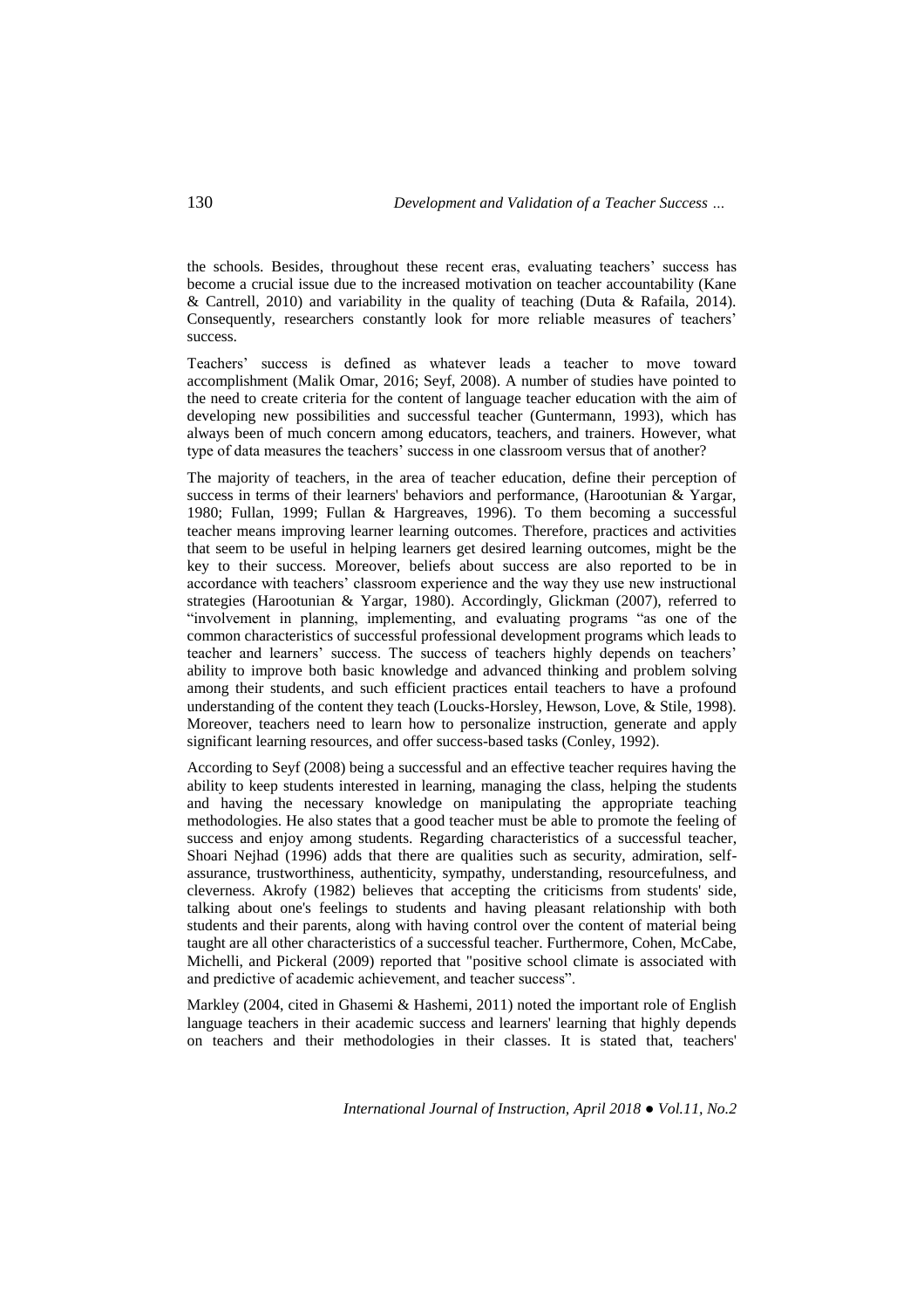the schools. Besides, throughout these recent eras, evaluating teachers' success has become a crucial issue due to the increased motivation on teacher accountability (Kane & Cantrell, 2010) and variability in the quality of teaching (Duta & Rafaila, 2014). Consequently, researchers constantly look for more reliable measures of teachers' success.

Teachers' success is defined as whatever leads a teacher to move toward accomplishment (Malik Omar, 2016; Seyf, 2008). A number of studies have pointed to the need to create criteria for the content of language teacher education with the aim of developing new possibilities and successful teacher (Guntermann, 1993), which has always been of much concern among educators, teachers, and trainers. However, what type of data measures the teachers' success in one classroom versus that of another?

The majority of teachers, in the area of teacher education, define their perception of success in terms of their learners' behaviors and performance, (Harootunian & Yargar, 1980; Fullan, 1999; Fullan & Hargreaves, 1996). To them becoming a successful teacher means improving learner learning outcomes. Therefore, practices and activities that seem to be useful in helping learners get desired learning outcomes, might be the key to their success. Moreover, beliefs about success are also reported to be in accordance with teachers' classroom experience and the way they use new instructional strategies (Harootunian & Yargar, 1980). Accordingly, Glickman (2007), referred to "involvement in planning, implementing, and evaluating programs "as one of the common characteristics of successful professional development programs which leads to teacher and learners' success. The success of teachers highly depends on teachers' ability to improve both basic knowledge and advanced thinking and problem solving among their students, and such efficient practices entail teachers to have a profound understanding of the content they teach (Loucks-Horsley, Hewson, Love, & Stile, 1998). Moreover, teachers need to learn how to personalize instruction, generate and apply significant learning resources, and offer success-based tasks (Conley, 1992).

According to Seyf (2008) being a successful and an effective teacher requires having the ability to keep students interested in learning, managing the class, helping the students and having the necessary knowledge on manipulating the appropriate teaching methodologies. He also states that a good teacher must be able to promote the feeling of success and enjoy among students. Regarding characteristics of a successful teacher, Shoari Nejhad (1996) adds that there are qualities such as security, admiration, self-assurance, trustworthiness, authenticity, sympathy, understanding, resourcefulness, and cleverness. Akrofy (1982) believes that accepting the criticisms from students' side, talking about one's feelings to students and having pleasant relationship with both students and their parents, along with having control over the content of material being taught are all other characteristics of a successful teacher. Furthermore, Cohen, McCabe, Michelli, and Pickeral (2009) reported that "positive school climate is associated with and predictive of academic achievement, and teacher success".

Markley (2004, cited in Ghasemi & Hashemi, 2011) noted the important role of English language teachers in their academic success and learners' learning that highly depends on teachers and their methodologies in their classes. It is stated that, teachers'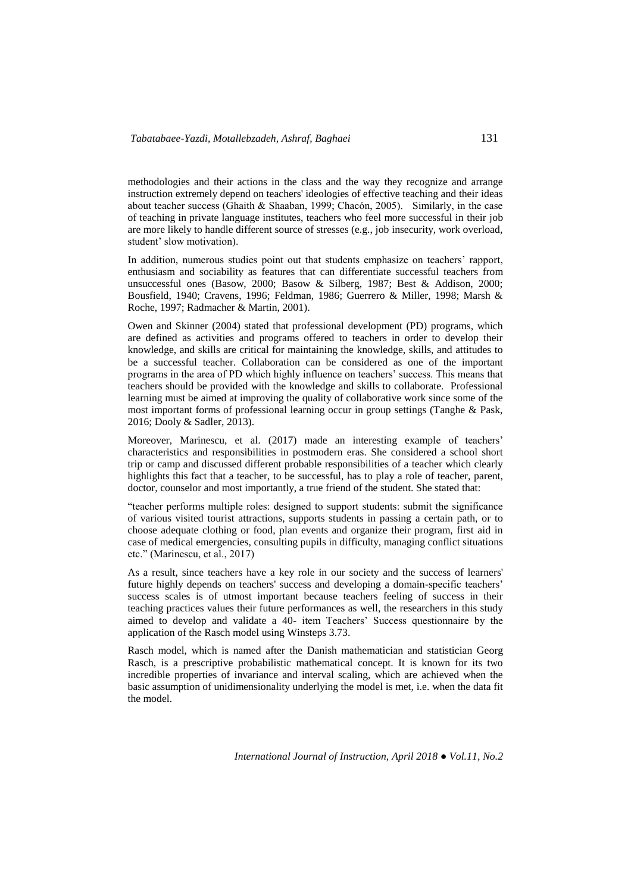methodologies and their actions in the class and the way they recognize and arrange instruction extremely depend on teachers' ideologies of effective teaching and their ideas about teacher success (Ghaith & Shaaban, 1999; Chacón, 2005). Similarly, in the case of teaching in private language institutes, teachers who feel more successful in their job are more likely to handle different source of stresses (e.g., job insecurity, work overload, student' slow motivation).

In addition, numerous studies point out that students emphasize on teachers' rapport, enthusiasm and sociability as features that can differentiate successful teachers from unsuccessful ones (Basow, 2000; Basow & Silberg, 1987; Best & Addison, 2000; Bousfield, 1940; Cravens, 1996; Feldman, 1986; Guerrero & Miller, 1998; Marsh & Roche, 1997; Radmacher & Martin, 2001).

Owen and Skinner (2004) stated that professional development (PD) programs, which are defined as activities and programs offered to teachers in order to develop their knowledge, and skills are critical for maintaining the knowledge, skills, and attitudes to be a successful teacher. Collaboration can be considered as one of the important programs in the area of PD which highly influence on teachers' success. This means that teachers should be provided with the knowledge and skills to collaborate. Professional learning must be aimed at improving the quality of collaborative work since some of the most important forms of professional learning occur in group settings (Tanghe & Pask, 2016; Dooly & Sadler, 2013).

Moreover, Marinescu, et al. (2017) made an interesting example of teachers' characteristics and responsibilities in postmodern eras. She considered a school short trip or camp and discussed different probable responsibilities of a teacher which clearly highlights this fact that a teacher, to be successful, has to play a role of teacher, parent, doctor, counselor and most importantly, a true friend of the student. She stated that:

"teacher performs multiple roles: designed to support students: submit the significance of various visited tourist attractions, supports students in passing a certain path, or to choose adequate clothing or food, plan events and organize their program, first aid in case of medical emergencies, consulting pupils in difficulty, managing conflict situations etc." (Marinescu, et al., 2017)

As a result, since teachers have a key role in our society and the success of learners' future highly depends on teachers' success and developing a domain-specific teachers' success scales is of utmost important because teachers feeling of success in their teaching practices values their future performances as well, the researchers in this study aimed to develop and validate a 40- item Teachers' Success questionnaire by the application of the Rasch model using Winsteps 3.73.

Rasch model, which is named after the Danish mathematician and statistician Georg Rasch, is a prescriptive probabilistic mathematical concept. It is known for its two incredible properties of invariance and interval scaling, which are achieved when the basic assumption of unidimensionality underlying the model is met, i.e. when the data fit the model.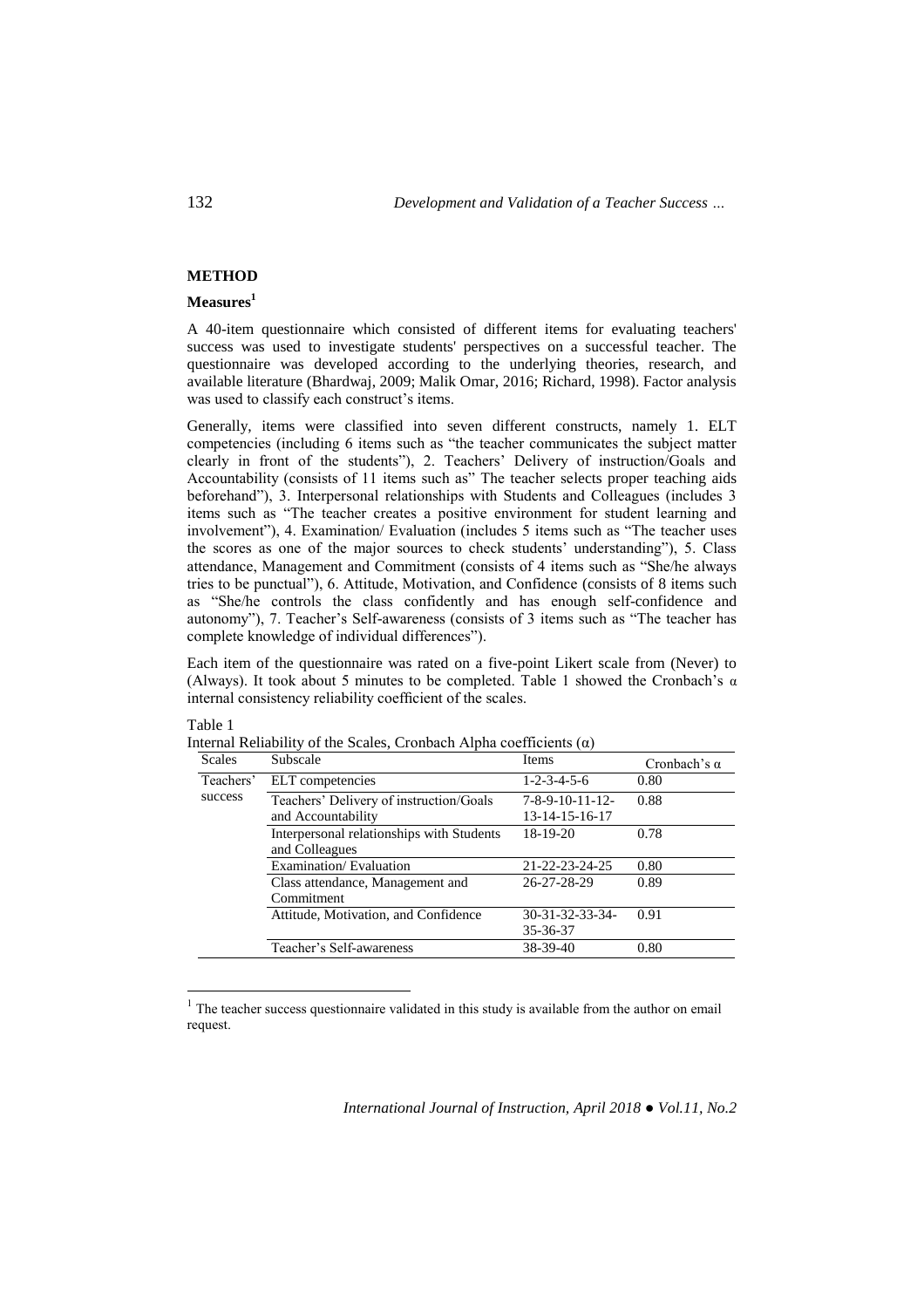## METHOD

### Measures[1]

A 40-item questionnaire which consisted of different items for evaluating teachers' success was used to investigate students' perspectives on a successful teacher. The questionnaire was developed according to the underlying theories, research, and available literature (Bhardwaj, 2009; Malik Omar, 2016; Richard, 1998). Factor analysis was used to classify each construct's items.

Generally, items were classified into seven different constructs, namely 1. ELT competencies (including 6 items such as "the teacher communicates the subject matter clearly in front of the students"), 2. Teachers' Delivery of instruction/Goals and Accountability (consists of 11 items such as" The teacher selects proper teaching aids beforehand"), 3. Interpersonal relationships with Students and Colleagues (includes 3 items such as "The teacher creates a positive environment for student learning and involvement"), 4. Examination/ Evaluation (includes 5 items such as "The teacher uses the scores as one of the major sources to check students' understanding"), 5. Class attendance, Management and Commitment (consists of 4 items such as "She/he always tries to be punctual"), 6. Attitude, Motivation, and Confidence (consists of 8 items such as "She/he controls the class confidently and has enough self-confidence and autonomy"), 7. Teacher's Self-awareness (consists of 3 items such as "The teacher has complete knowledge of individual differences").

Each item of the questionnaire was rated on a five-point Likert scale from (Never) to (Always). It took about 5 minutes to be completed. Table 1 showed the Cronbach's α internal consistency reliability coefficient of the scales.

Table 1
Internal Reliability of the Scales, Cronbach Alpha coefficients (α)

| Scales | Subscale | Items | Cronbach's α |
|---|---|---|---|
| Teachers' success | ELT competencies | 1-2-3-4-5-6 | 0.80 |
| | Teachers' Delivery of instruction/Goals and Accountability | 7-8-9-10-11-12-13-14-15-16-17 | 0.88 |
| | Interpersonal relationships with Students and Colleagues | 18-19-20 | 0.78 |
| | Examination/ Evaluation | 21-22-23-24-25 | 0.80 |
| | Class attendance, Management and Commitment | 26-27-28-29 | 0.89 |
| | Attitude, Motivation, and Confidence | 30-31-32-33-34-35-36-37 | 0.91 |
| | Teacher's Self-awareness | 38-39-40 | 0.80 |

[1] The teacher success questionnaire validated in this study is available from the author on email request.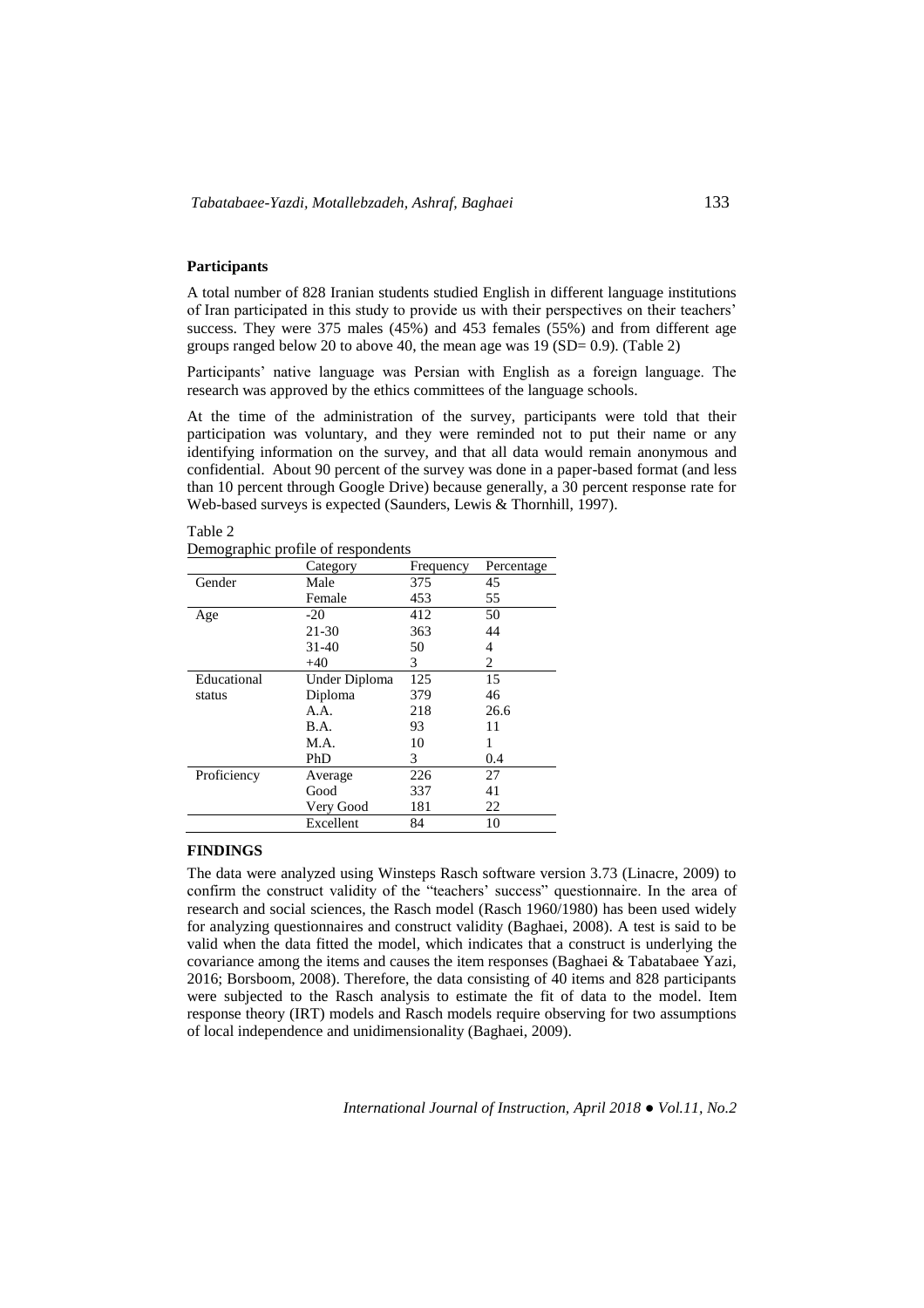### Participants

A total number of 828 Iranian students studied English in different language institutions of Iran participated in this study to provide us with their perspectives on their teachers' success. They were 375 males (45%) and 453 females (55%) and from different age groups ranged below 20 to above 40, the mean age was 19 (SD= 0.9). (Table 2)

Participants' native language was Persian with English as a foreign language. The research was approved by the ethics committees of the language schools.

At the time of the administration of the survey, participants were told that their participation was voluntary, and they were reminded not to put their name or any identifying information on the survey, and that all data would remain anonymous and confidential. About 90 percent of the survey was done in a paper-based format (and less than 10 percent through Google Drive) because generally, a 30 percent response rate for Web-based surveys is expected (Saunders, Lewis & Thornhill, 1997).

Table 2
Demographic profile of respondents

| | Category | Frequency | Percentage |
|---|---|---|---|
| Gender | Male | 375 | 45 |
| | Female | 453 | 55 |
| Age | -20 | 412 | 50 |
| | 21-30 | 363 | 44 |
| | 31-40 | 50 | 4 |
| | +40 | 3 | 2 |
| Educational status | Under Diploma | 125 | 15 |
| | Diploma | 379 | 46 |
| | A.A. | 218 | 26.6 |
| | B.A. | 93 | 11 |
| | M.A. | 10 | 1 |
| | PhD | 3 | 0.4 |
| Proficiency | Average | 226 | 27 |
| | Good | 337 | 41 |
| | Very Good | 181 | 22 |
| | Excellent | 84 | 10 |

## FINDINGS

The data were analyzed using Winsteps Rasch software version 3.73 (Linacre, 2009) to confirm the construct validity of the "teachers' success" questionnaire. In the area of research and social sciences, the Rasch model (Rasch 1960/1980) has been used widely for analyzing questionnaires and construct validity (Baghaei, 2008). A test is said to be valid when the data fitted the model, which indicates that a construct is underlying the covariance among the items and causes the item responses (Baghaei & Tabatabaee Yazi, 2016; Borsboom, 2008). Therefore, the data consisting of 40 items and 828 participants were subjected to the Rasch analysis to estimate the fit of data to the model. Item response theory (IRT) models and Rasch models require observing for two assumptions of local independence and unidimensionality (Baghaei, 2009).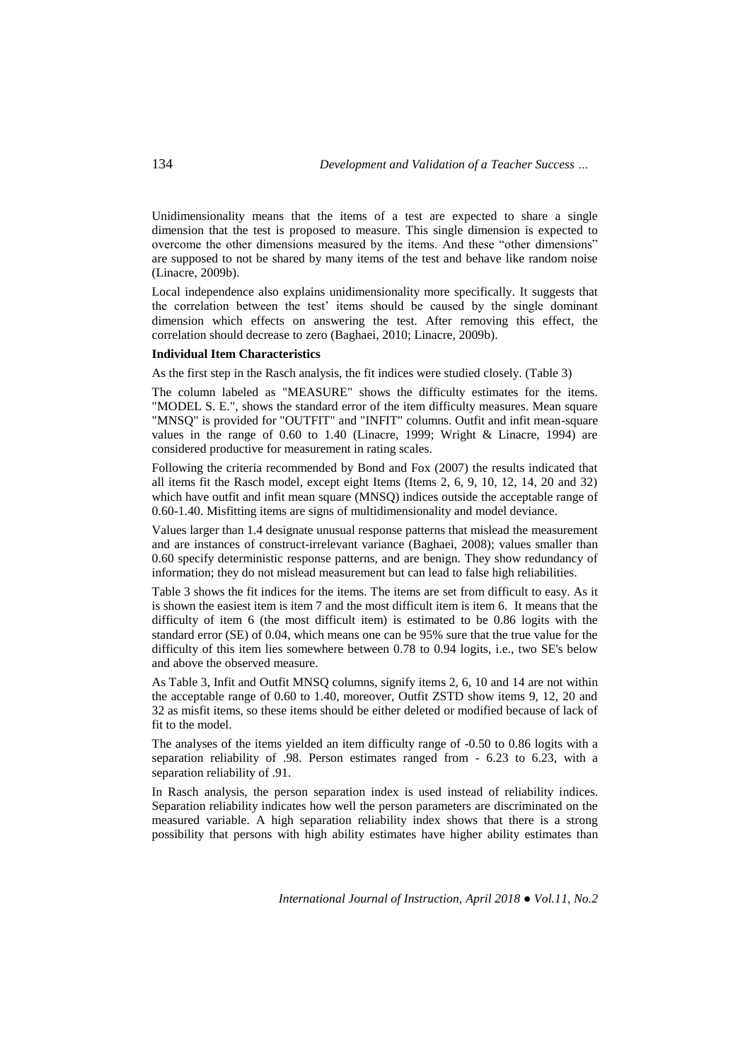Unidimensionality means that the items of a test are expected to share a single dimension that the test is proposed to measure. This single dimension is expected to overcome the other dimensions measured by the items. And these "other dimensions" are supposed to not be shared by many items of the test and behave like random noise (Linacre, 2009b).

Local independence also explains unidimensionality more specifically. It suggests that the correlation between the test' items should be caused by the single dominant dimension which effects on answering the test. After removing this effect, the correlation should decrease to zero (Baghaei, 2010; Linacre, 2009b).

**Individual Item Characteristics**

As the first step in the Rasch analysis, the fit indices were studied closely. (Table 3)

The column labeled as "MEASURE" shows the difficulty estimates for the items. "MODEL S. E.", shows the standard error of the item difficulty measures. Mean square "MNSQ" is provided for "OUTFIT" and "INFIT" columns. Outfit and infit mean-square values in the range of 0.60 to 1.40 (Linacre, 1999; Wright & Linacre, 1994) are considered productive for measurement in rating scales.

Following the criteria recommended by Bond and Fox (2007) the results indicated that all items fit the Rasch model, except eight Items (Items 2, 6, 9, 10, 12, 14, 20 and 32) which have outfit and infit mean square (MNSQ) indices outside the acceptable range of 0.60-1.40. Misfitting items are signs of multidimensionality and model deviance.

Values larger than 1.4 designate unusual response patterns that mislead the measurement and are instances of construct-irrelevant variance (Baghaei, 2008); values smaller than 0.60 specify deterministic response patterns, and are benign. They show redundancy of information; they do not mislead measurement but can lead to false high reliabilities.

Table 3 shows the fit indices for the items. The items are set from difficult to easy. As it is shown the easiest item is item 7 and the most difficult item is item 6. It means that the difficulty of item 6 (the most difficult item) is estimated to be 0.86 logits with the standard error (SE) of 0.04, which means one can be 95% sure that the true value for the difficulty of this item lies somewhere between 0.78 to 0.94 logits, i.e., two SE's below and above the observed measure.

As Table 3, Infit and Outfit MNSQ columns, signify items 2, 6, 10 and 14 are not within the acceptable range of 0.60 to 1.40, moreover, Outfit ZSTD show items 9, 12, 20 and 32 as misfit items, so these items should be either deleted or modified because of lack of fit to the model.

The analyses of the items yielded an item difficulty range of -0.50 to 0.86 logits with a separation reliability of .98. Person estimates ranged from - 6.23 to 6.23, with a separation reliability of .91.

In Rasch analysis, the person separation index is used instead of reliability indices. Separation reliability indicates how well the person parameters are discriminated on the measured variable. A high separation reliability index shows that there is a strong possibility that persons with high ability estimates have higher ability estimates than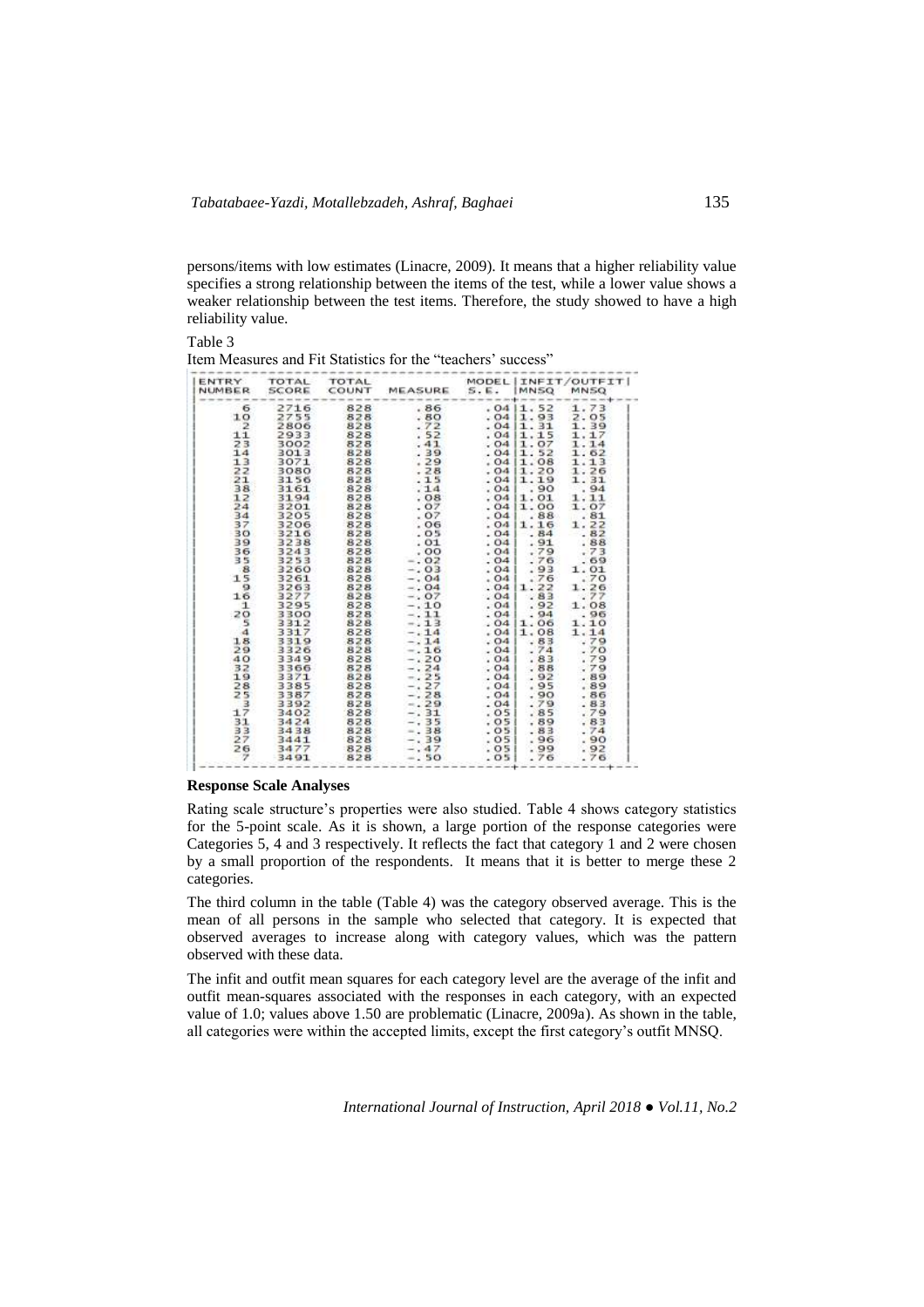persons/items with low estimates (Linacre, 2009). It means that a higher reliability value specifies a strong relationship between the items of the test, while a lower value shows a weaker relationship between the test items. Therefore, the study showed to have a high reliability value.

Table 3

Item Measures and Fit Statistics for the "teachers' success"

| ENTRY NUMBER | TOTAL SCORE | TOTAL COUNT | MEASURE | MODEL S.E. | INFIT MNSQ | OUTFIT MNSQ |
|---|---|---|---|---|---|---|
| 6 | 2716 | 828 | .86 | .04 | 1.52 | 1.73 |
| 10 | 2755 | 828 | .80 | .04 | 1.93 | 2.05 |
| 2 | 2806 | 828 | .72 | .04 | 1.31 | 1.39 |
| 11 | 2933 | 828 | .52 | .04 | 1.15 | 1.17 |
| 23 | 3002 | 828 | .41 | .04 | 1.07 | 1.14 |
| 14 | 3013 | 828 | .39 | .04 | 1.52 | 1.62 |
| 13 | 3071 | 828 | .29 | .04 | 1.08 | 1.13 |
| 22 | 3080 | 828 | .28 | .04 | 1.20 | 1.26 |
| 21 | 3156 | 828 | .15 | .04 | 1.19 | 1.31 |
| 38 | 3161 | 828 | .14 | .04 | .90 | .94 |
| 12 | 3194 | 828 | .08 | .04 | 1.01 | 1.11 |
| 24 | 3201 | 828 | .07 | .04 | 1.00 | 1.07 |
| 34 | 3205 | 828 | .07 | .04 | .88 | .81 |
| 37 | 3206 | 828 | .06 | .04 | 1.16 | 1.22 |
| 30 | 3216 | 828 | .05 | .04 | .84 | .82 |
| 39 | 3238 | 828 | .01 | .04 | .91 | .88 |
| 36 | 3243 | 828 | .00 | .04 | .79 | .73 |
| 35 | 3253 | 828 | -.02 | .04 | .76 | .69 |
| 8 | 3260 | 828 | -.03 | .04 | .93 | 1.01 |
| 15 | 3261 | 828 | -.04 | .04 | .76 | .70 |
| 9 | 3263 | 828 | -.04 | .04 | 1.22 | 1.26 |
| 16 | 3277 | 828 | -.07 | .04 | .83 | .77 |
| 1 | 3295 | 828 | -.10 | .04 | .92 | 1.08 |
| 20 | 3300 | 828 | -.11 | .04 | .94 | .96 |
| 5 | 3312 | 828 | -.13 | .04 | 1.06 | 1.10 |
| 4 | 3317 | 828 | -.14 | .04 | 1.08 | 1.14 |
| 18 | 3319 | 828 | -.14 | .04 | .83 | .79 |
| 29 | 3326 | 828 | -.16 | .04 | .74 | .70 |
| 40 | 3349 | 828 | -.20 | .04 | .83 | .79 |
| 32 | 3366 | 828 | -.24 | .04 | .88 | .79 |
| 19 | 3371 | 828 | -.25 | .04 | .92 | .89 |
| 28 | 3385 | 828 | -.27 | .04 | .95 | .89 |
| 25 | 3387 | 828 | -.28 | .04 | .90 | .86 |
| 3 | 3392 | 828 | -.29 | .04 | .79 | .83 |
| 17 | 3402 | 828 | -.31 | .05 | .85 | .79 |
| 31 | 3424 | 828 | -.35 | .05 | .89 | .83 |
| 33 | 3438 | 828 | -.38 | .05 | .83 | .74 |
| 27 | 3441 | 828 | -.39 | .05 | .96 | .90 |
| 26 | 3477 | 828 | -.47 | .05 | .99 | .92 |
| 7 | 3491 | 828 | -.50 | .05 | .76 | .76 |

**Response Scale Analyses**

Rating scale structure's properties were also studied. Table 4 shows category statistics for the 5-point scale. As it is shown, a large portion of the response categories were Categories 5, 4 and 3 respectively. It reflects the fact that category 1 and 2 were chosen by a small proportion of the respondents. It means that it is better to merge these 2 categories.

The third column in the table (Table 4) was the category observed average. This is the mean of all persons in the sample who selected that category. It is expected that observed averages to increase along with category values, which was the pattern observed with these data.

The infit and outfit mean squares for each category level are the average of the infit and outfit mean-squares associated with the responses in each category, with an expected value of 1.0; values above 1.50 are problematic (Linacre, 2009a). As shown in the table, all categories were within the accepted limits, except the first category's outfit MNSQ.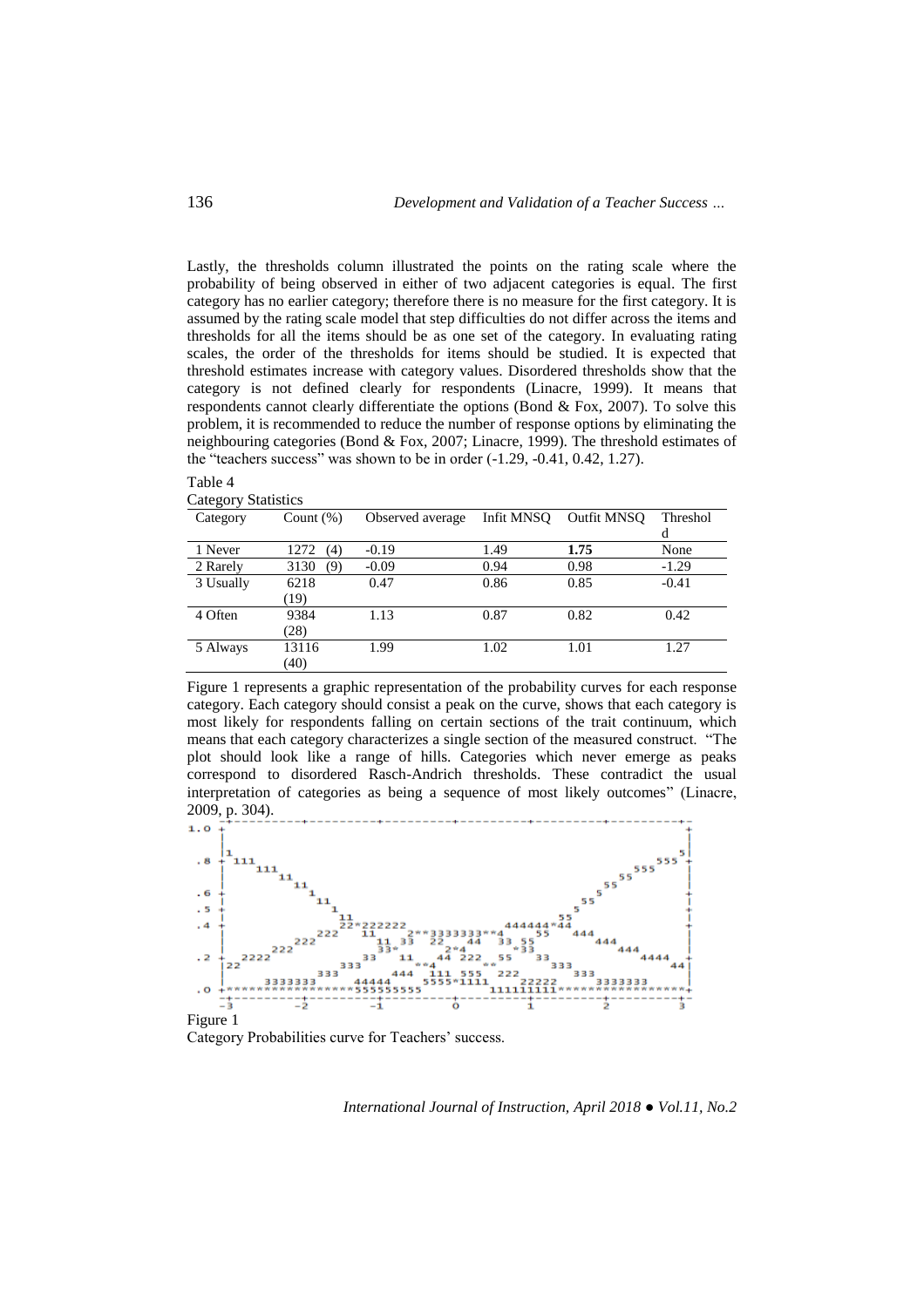Lastly, the thresholds column illustrated the points on the rating scale where the probability of being observed in either of two adjacent categories is equal. The first category has no earlier category; therefore there is no measure for the first category. It is assumed by the rating scale model that step difficulties do not differ across the items and thresholds for all the items should be as one set of the category. In evaluating rating scales, the order of the thresholds for items should be studied. It is expected that threshold estimates increase with category values. Disordered thresholds show that the category is not defined clearly for respondents (Linacre, 1999). It means that respondents cannot clearly differentiate the options (Bond & Fox, 2007). To solve this problem, it is recommended to reduce the number of response options by eliminating the neighbouring categories (Bond & Fox, 2007; Linacre, 1999). The threshold estimates of the "teachers success" was shown to be in order (-1.29, -0.41, 0.42, 1.27).

Table 4
Category Statistics

| Category | Count (%) | Observed average | Infit MNSQ | Outfit MNSQ | Threshold |
|---|---|---|---|---|---|
| 1 Never | 1272 (4) | -0.19 | 1.49 | **1.75** | None |
| 2 Rarely | 3130 (9) | -0.09 | 0.94 | 0.98 | -1.29 |
| 3 Usually | 6218 (19) | 0.47 | 0.86 | 0.85 | -0.41 |
| 4 Often | 9384 (28) | 1.13 | 0.87 | 0.82 | 0.42 |
| 5 Always | 13116 (40) | 1.99 | 1.02 | 1.01 | 1.27 |

Figure 1 represents a graphic representation of the probability curves for each response category. Each category should consist a peak on the curve, shows that each category is most likely for respondents falling on certain sections of the trait continuum, which means that each category characterizes a single section of the measured construct. "The plot should look like a range of hills. Categories which never emerge as peaks correspond to disordered Rasch-Andrich thresholds. These contradict the usual interpretation of categories as being a sequence of most likely outcomes" (Linacre, 2009, p. 304).

Figure 1
Category Probabilities curve for Teachers' success.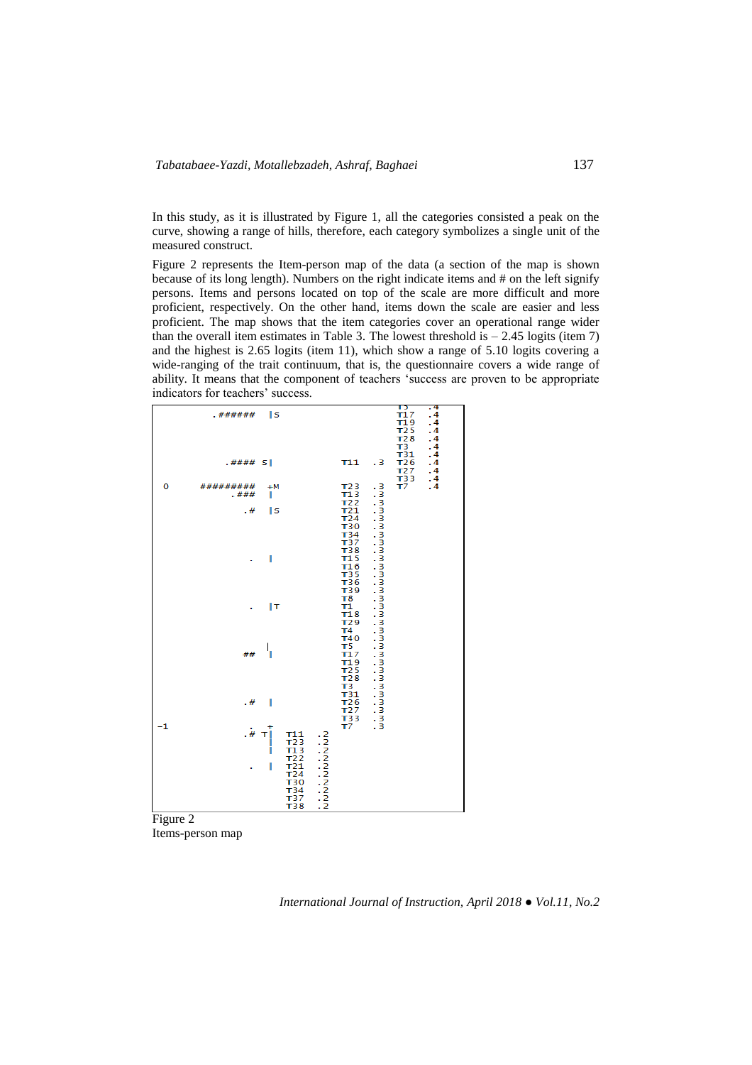In this study, as it is illustrated by Figure 1, all the categories consisted a peak on the curve, showing a range of hills, therefore, each category symbolizes a single unit of the measured construct.

Figure 2 represents the Item-person map of the data (a section of the map is shown because of its long length). Numbers on the right indicate items and # on the left signify persons. Items and persons located on top of the scale are more difficult and more proficient, respectively. On the other hand, items down the scale are easier and less proficient. The map shows that the item categories cover an operational range wider than the overall item estimates in Table 3. The lowest threshold is – 2.45 logits (item 7) and the highest is 2.65 logits (item 11), which show a range of 5.10 logits covering a wide-ranging of the trait continuum, that is, the questionnaire covers a wide range of ability. It means that the component of teachers 'success are proven to be appropriate indicators for teachers' success.

```
                                          T5    .4
        .######   |S                      T17   .4
                                          T19   .4
                                          T25   .4
                                          T28   .4
                                          T3    .4
                                          T31   .4
          .#### S|            T11   .3    T26   .4
                                          T27   .4
                                          T33   .4
 0    #########   +M          T23   .3    T7    .4
           .###   |           T13   .3
                              T22   .3
             .#   |S          T21   .3
                              T24   .3
                              T30   .3
                              T34   .3
                              T37   .3
                              T38   .3
              .   |           T15   .3
                              T16   .3
                              T35   .3
                              T36   .3
                              T39   .3
                              T8    .3
              .   |T          T1    .3
                              T18   .3
                              T29   .3
                              T4    .3
                              T40   .3
                              T5    .3
             ##   |           T17   .3
                              T19   .3
                              T25   .3
                              T28   .3
                              T3    .3
                              T31   .3
             .#   |           T26   .3
                              T27   .3
                              T33   .3
-1            .   +           T7    .3
             .# T|    T11   .2
                  |   T23   .2
                  |   T13   .2
                      T22   .2
              .   |   T21   .2
                      T24   .2
                      T30   .2
                      T34   .2
                      T37   .2
                      T38   .2
```

Figure 2
Items-person map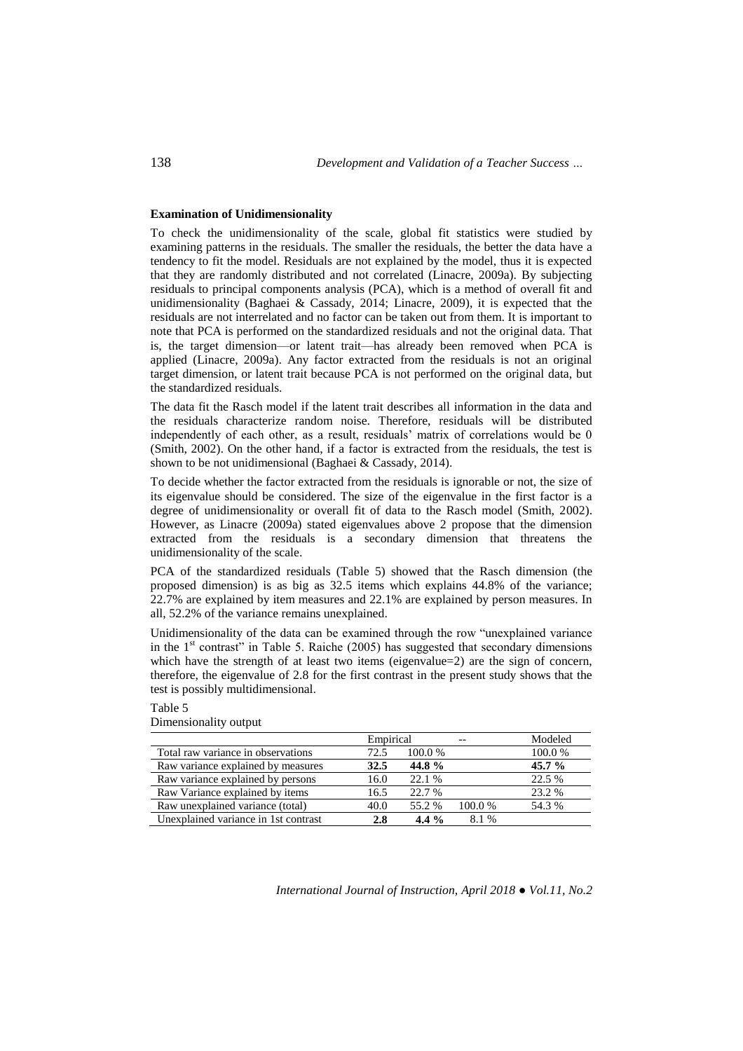### Examination of Unidimensionality

To check the unidimensionality of the scale, global fit statistics were studied by examining patterns in the residuals. The smaller the residuals, the better the data have a tendency to fit the model. Residuals are not explained by the model, thus it is expected that they are randomly distributed and not correlated (Linacre, 2009a). By subjecting residuals to principal components analysis (PCA), which is a method of overall fit and unidimensionality (Baghaei & Cassady, 2014; Linacre, 2009), it is expected that the residuals are not interrelated and no factor can be taken out from them. It is important to note that PCA is performed on the standardized residuals and not the original data. That is, the target dimension—or latent trait—has already been removed when PCA is applied (Linacre, 2009a). Any factor extracted from the residuals is not an original target dimension, or latent trait because PCA is not performed on the original data, but the standardized residuals.

The data fit the Rasch model if the latent trait describes all information in the data and the residuals characterize random noise. Therefore, residuals will be distributed independently of each other, as a result, residuals' matrix of correlations would be 0 (Smith, 2002). On the other hand, if a factor is extracted from the residuals, the test is shown to be not unidimensional (Baghaei & Cassady, 2014).

To decide whether the factor extracted from the residuals is ignorable or not, the size of its eigenvalue should be considered. The size of the eigenvalue in the first factor is a degree of unidimensionality or overall fit of data to the Rasch model (Smith, 2002). However, as Linacre (2009a) stated eigenvalues above 2 propose that the dimension extracted from the residuals is a secondary dimension that threatens the unidimensionality of the scale.

PCA of the standardized residuals (Table 5) showed that the Rasch dimension (the proposed dimension) is as big as 32.5 items which explains 44.8% of the variance; 22.7% are explained by item measures and 22.1% are explained by person measures. In all, 52.2% of the variance remains unexplained.

Unidimensionality of the data can be examined through the row "unexplained variance in the 1st contrast" in Table 5. Raiche (2005) has suggested that secondary dimensions which have the strength of at least two items (eigenvalue=2) are the sign of concern, therefore, the eigenvalue of 2.8 for the first contrast in the present study shows that the test is possibly multidimensional.

Table 5

Dimensionality output

| | Empirical | | -- | Modeled |
|---|---|---|---|---|
| Total raw variance in observations | 72.5 | 100.0 % | | 100.0 % |
| Raw variance explained by measures | **32.5** | **44.8 %** | | **45.7 %** |
| Raw variance explained by persons | 16.0 | 22.1 % | | 22.5 % |
| Raw Variance explained by items | 16.5 | 22.7 % | | 23.2 % |
| Raw unexplained variance (total) | 40.0 | 55.2 % | 100.0 % | 54.3 % |
| Unexplained variance in 1st contrast | **2.8** | **4.4 %** | 8.1 % | |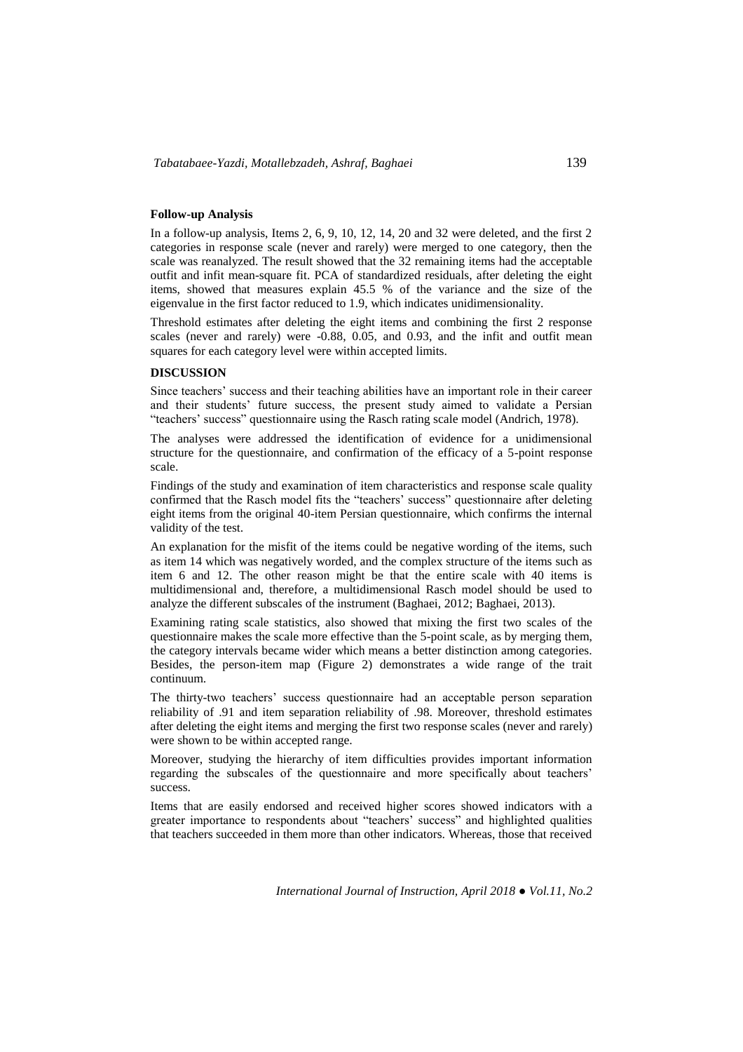**Follow-up Analysis**

In a follow-up analysis, Items 2, 6, 9, 10, 12, 14, 20 and 32 were deleted, and the first 2 categories in response scale (never and rarely) were merged to one category, then the scale was reanalyzed. The result showed that the 32 remaining items had the acceptable outfit and infit mean-square fit. PCA of standardized residuals, after deleting the eight items, showed that measures explain 45.5 % of the variance and the size of the eigenvalue in the first factor reduced to 1.9, which indicates unidimensionality.

Threshold estimates after deleting the eight items and combining the first 2 response scales (never and rarely) were -0.88, 0.05, and 0.93, and the infit and outfit mean squares for each category level were within accepted limits.

## DISCUSSION

Since teachers' success and their teaching abilities have an important role in their career and their students' future success, the present study aimed to validate a Persian "teachers' success" questionnaire using the Rasch rating scale model (Andrich, 1978).

The analyses were addressed the identification of evidence for a unidimensional structure for the questionnaire, and confirmation of the efficacy of a 5-point response scale.

Findings of the study and examination of item characteristics and response scale quality confirmed that the Rasch model fits the "teachers' success" questionnaire after deleting eight items from the original 40-item Persian questionnaire, which confirms the internal validity of the test.

An explanation for the misfit of the items could be negative wording of the items, such as item 14 which was negatively worded, and the complex structure of the items such as item 6 and 12. The other reason might be that the entire scale with 40 items is multidimensional and, therefore, a multidimensional Rasch model should be used to analyze the different subscales of the instrument (Baghaei, 2012; Baghaei, 2013).

Examining rating scale statistics, also showed that mixing the first two scales of the questionnaire makes the scale more effective than the 5-point scale, as by merging them, the category intervals became wider which means a better distinction among categories. Besides, the person-item map (Figure 2) demonstrates a wide range of the trait continuum.

The thirty-two teachers' success questionnaire had an acceptable person separation reliability of .91 and item separation reliability of .98. Moreover, threshold estimates after deleting the eight items and merging the first two response scales (never and rarely) were shown to be within accepted range.

Moreover, studying the hierarchy of item difficulties provides important information regarding the subscales of the questionnaire and more specifically about teachers' success.

Items that are easily endorsed and received higher scores showed indicators with a greater importance to respondents about "teachers' success" and highlighted qualities that teachers succeeded in them more than other indicators. Whereas, those that received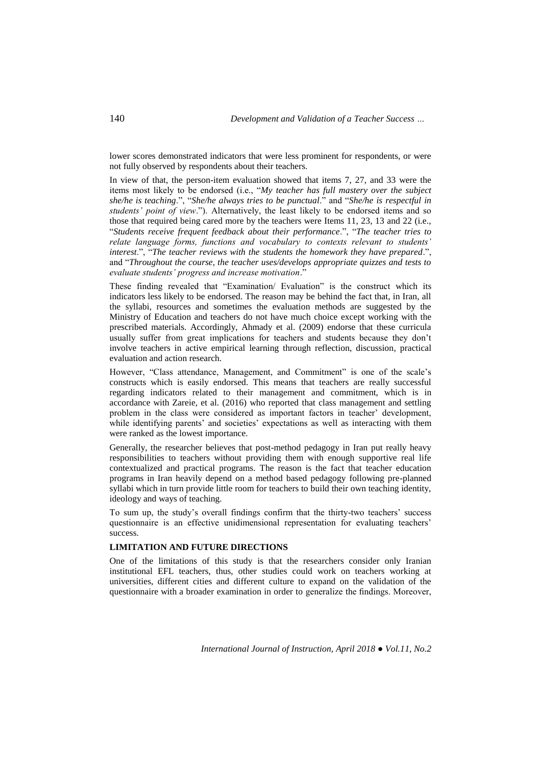lower scores demonstrated indicators that were less prominent for respondents, or were not fully observed by respondents about their teachers.

In view of that, the person-item evaluation showed that items 7, 27, and 33 were the items most likely to be endorsed (i.e., "*My teacher has full mastery over the subject she/he is teaching*.", "*She/he always tries to be punctual*." and "*She/he is respectful in students' point of view*."). Alternatively, the least likely to be endorsed items and so those that required being cared more by the teachers were Items 11, 23, 13 and 22 (i.e., "*Students receive frequent feedback about their performance*.", "*The teacher tries to relate language forms, functions and vocabulary to contexts relevant to students' interest*.", "*The teacher reviews with the students the homework they have prepared*.", and "*Throughout the course, the teacher uses/develops appropriate quizzes and tests to evaluate students' progress and increase motivation*."

These finding revealed that "Examination/ Evaluation" is the construct which its indicators less likely to be endorsed. The reason may be behind the fact that, in Iran, all the syllabi, resources and sometimes the evaluation methods are suggested by the Ministry of Education and teachers do not have much choice except working with the prescribed materials. Accordingly, Ahmady et al. (2009) endorse that these curricula usually suffer from great implications for teachers and students because they don't involve teachers in active empirical learning through reflection, discussion, practical evaluation and action research.

However, "Class attendance, Management, and Commitment" is one of the scale's constructs which is easily endorsed. This means that teachers are really successful regarding indicators related to their management and commitment, which is in accordance with Zareie, et al. (2016) who reported that class management and settling problem in the class were considered as important factors in teacher' development, while identifying parents' and societies' expectations as well as interacting with them were ranked as the lowest importance.

Generally, the researcher believes that post-method pedagogy in Iran put really heavy responsibilities to teachers without providing them with enough supportive real life contextualized and practical programs. The reason is the fact that teacher education programs in Iran heavily depend on a method based pedagogy following pre-planned syllabi which in turn provide little room for teachers to build their own teaching identity, ideology and ways of teaching.

To sum up, the study's overall findings confirm that the thirty-two teachers' success questionnaire is an effective unidimensional representation for evaluating teachers' success.

## LIMITATION AND FUTURE DIRECTIONS

One of the limitations of this study is that the researchers consider only Iranian institutional EFL teachers, thus, other studies could work on teachers working at universities, different cities and different culture to expand on the validation of the questionnaire with a broader examination in order to generalize the findings. Moreover,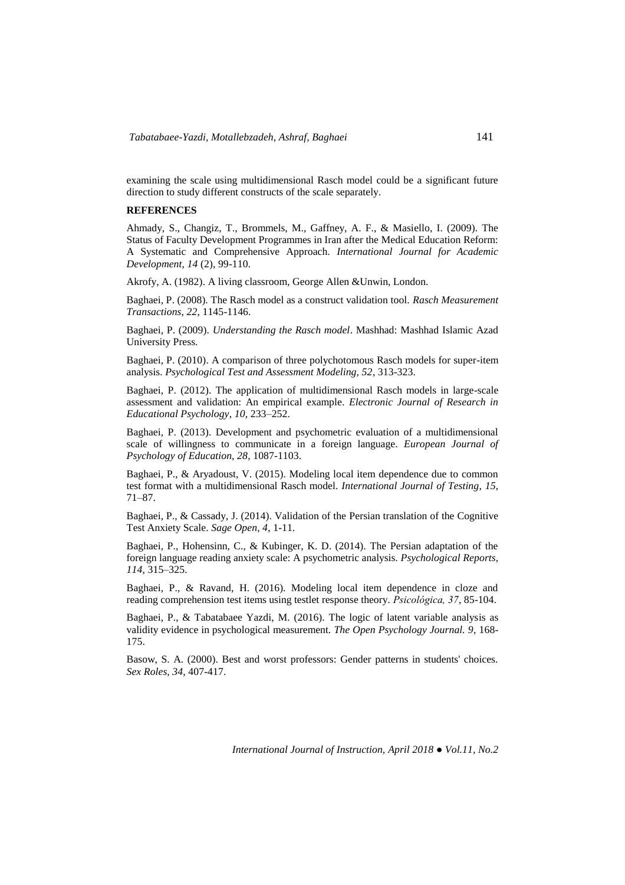examining the scale using multidimensional Rasch model could be a significant future direction to study different constructs of the scale separately.

**REFERENCES**

Ahmady, S., Changiz, T., Brommels, M., Gaffney, A. F., & Masiello, I. (2009). The Status of Faculty Development Programmes in Iran after the Medical Education Reform: A Systematic and Comprehensive Approach. *International Journal for Academic Development, 14* (2), 99-110.

Akrofy, A. (1982). A living classroom, George Allen &Unwin, London.

Baghaei, P. (2008). The Rasch model as a construct validation tool. *Rasch Measurement Transactions*, *22*, 1145-1146.

Baghaei, P. (2009). *Understanding the Rasch model*. Mashhad: Mashhad Islamic Azad University Press.

Baghaei, P. (2010). A comparison of three polychotomous Rasch models for super-item analysis. *Psychological Test and Assessment Modeling, 52*, 313-323.

Baghaei, P. (2012). The application of multidimensional Rasch models in large-scale assessment and validation: An empirical example. *Electronic Journal of Research in Educational Psychology*, *10*, 233–252.

Baghaei, P. (2013). Development and psychometric evaluation of a multidimensional scale of willingness to communicate in a foreign language. *European Journal of Psychology of Education*, *28*, 1087-1103.

Baghaei, P., & Aryadoust, V. (2015). Modeling local item dependence due to common test format with a multidimensional Rasch model. *International Journal of Testing*, *15*, 71–87.

Baghaei, P., & Cassady, J. (2014). Validation of the Persian translation of the Cognitive Test Anxiety Scale. *Sage Open*, *4*, 1-11.

Baghaei, P., Hohensinn, C., & Kubinger, K. D. (2014). The Persian adaptation of the foreign language reading anxiety scale: A psychometric analysis. *Psychological Reports*, *114*, 315–325.

Baghaei, P., & Ravand, H. (2016). Modeling local item dependence in cloze and reading comprehension test items using testlet response theory. *Psicológica, 37*, 85-104.

Baghaei, P., & Tabatabaee Yazdi, M. (2016). The logic of latent variable analysis as validity evidence in psychological measurement. *The Open Psychology Journal. 9*, 168-175.

Basow, S. A. (2000). Best and worst professors: Gender patterns in students' choices. *Sex Roles*, *34*, 407-417.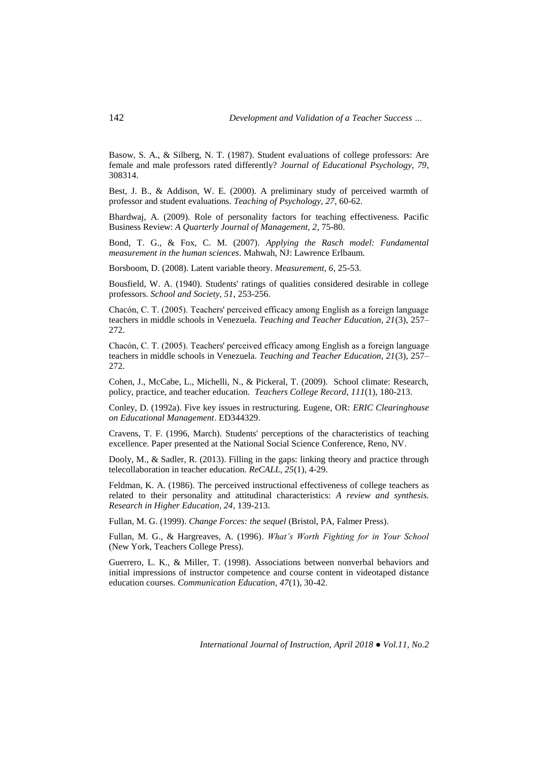Basow, S. A., & Silberg, N. T. (1987). Student evaluations of college professors: Are female and male professors rated differently? *Journal of Educational Psychology, 79*, 308314.

Best, J. B., & Addison, W. E. (2000). A preliminary study of perceived warmth of professor and student evaluations. *Teaching of Psychology, 27*, 60-62.

Bhardwaj, A. (2009). Role of personality factors for teaching effectiveness. Pacific Business Review: *A Quarterly Journal of Management, 2*, 75-80.

Bond, T. G., & Fox, C. M. (2007). *Applying the Rasch model: Fundamental measurement in the human sciences*. Mahwah, NJ: Lawrence Erlbaum.

Borsboom, D. (2008). Latent variable theory. *Measurement, 6*, 25-53.

Bousfield, W. A. (1940). Students' ratings of qualities considered desirable in college professors. *School and Society, 51*, 253-256.

Chacón, C. T. (2005). Teachers' perceived efficacy among English as a foreign language teachers in middle schools in Venezuela. *Teaching and Teacher Education, 21*(3), 257–272.

Chacón, C. T. (2005). Teachers' perceived efficacy among English as a foreign language teachers in middle schools in Venezuela. *Teaching and Teacher Education, 21*(3), 257–272.

Cohen, J., McCabe, L., Michelli, N., & Pickeral, T. (2009). School climate: Research, policy, practice, and teacher education. *Teachers College Record, 111*(1), 180-213.

Conley, D. (1992a). Five key issues in restructuring. Eugene, OR: *ERIC Clearinghouse on Educational Management*. ED344329.

Cravens, T. F. (1996, March). Students' perceptions of the characteristics of teaching excellence. Paper presented at the National Social Science Conference, Reno, NV.

Dooly, M., & Sadler, R. (2013). Filling in the gaps: linking theory and practice through telecollaboration in teacher education. *ReCALL, 25*(1), 4-29.

Feldman, K. A. (1986). The perceived instructional effectiveness of college teachers as related to their personality and attitudinal characteristics: *A review and synthesis. Research in Higher Education, 24*, 139-213.

Fullan, M. G. (1999). *Change Forces: the sequel* (Bristol, PA, Falmer Press).

Fullan, M. G., & Hargreaves, A. (1996). *What's Worth Fighting for in Your School* (New York, Teachers College Press).

Guerrero, L. K., & Miller, T. (1998). Associations between nonverbal behaviors and initial impressions of instructor competence and course content in videotaped distance education courses. *Communication Education, 47*(1), 30-42.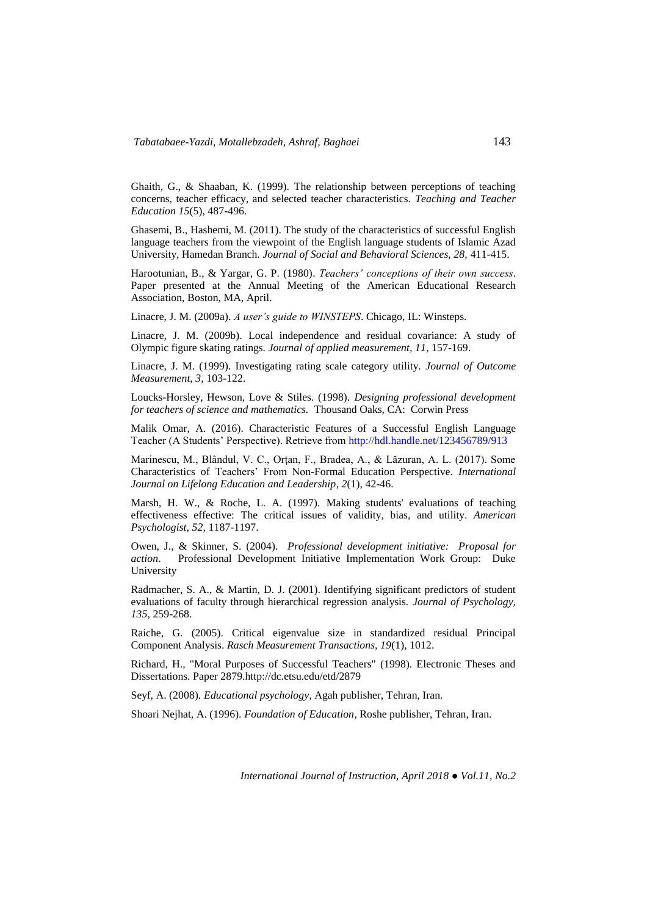Ghaith, G., & Shaaban, K. (1999). The relationship between perceptions of teaching concerns, teacher efficacy, and selected teacher characteristics. *Teaching and Teacher Education 15*(5), 487-496.

Ghasemi, B., Hashemi, M. (2011). The study of the characteristics of successful English language teachers from the viewpoint of the English language students of Islamic Azad University, Hamedan Branch. *Journal of Social and Behavioral Sciences, 28,* 411-415.

Harootunian, B., & Yargar, G. P. (1980). *Teachers' conceptions of their own success*. Paper presented at the Annual Meeting of the American Educational Research Association, Boston, MA, April.

Linacre, J. M. (2009a). *A user's guide to WINSTEPS*. Chicago, IL: Winsteps.

Linacre, J. M. (2009b). Local independence and residual covariance: A study of Olympic figure skating ratings. *Journal of applied measurement, 11*, 157-169.

Linacre, J. M. (1999). Investigating rating scale category utility. *Journal of Outcome Measurement, 3*, 103-122.

Loucks-Horsley, Hewson, Love & Stiles. (1998). *Designing professional development for teachers of science and mathematics.* Thousand Oaks, CA: Corwin Press

Malik Omar, A. (2016). Characteristic Features of a Successful English Language Teacher (A Students' Perspective). Retrieve from http://hdl.handle.net/123456789/913

Marinescu, M., Blândul, V. C., Orțan, F., Bradea, A., & Lăzuran, A. L. (2017). Some Characteristics of Teachers' From Non-Formal Education Perspective. *International Journal on Lifelong Education and Leadership, 2*(1), 42-46.

Marsh, H. W., & Roche, L. A. (1997). Making students' evaluations of teaching effectiveness effective: The critical issues of validity, bias, and utility. *American Psychologist, 52,* 1187-1197.

Owen, J., & Skinner, S. (2004). *Professional development initiative: Proposal for action*. Professional Development Initiative Implementation Work Group: Duke University

Radmacher, S. A., & Martin, D. J. (2001). Identifying significant predictors of student evaluations of faculty through hierarchical regression analysis. *Journal of Psychology, 135*, 259-268.

Raiche, G. (2005). Critical eigenvalue size in standardized residual Principal Component Analysis. *Rasch Measurement Transactions, 19*(1), 1012.

Richard, H., "Moral Purposes of Successful Teachers" (1998). Electronic Theses and Dissertations. Paper 2879.http://dc.etsu.edu/etd/2879

Seyf, A. (2008). *Educational psychology*, Agah publisher, Tehran, Iran.

Shoari Nejhat, A. (1996). *Foundation of Education*, Roshe publisher, Tehran, Iran.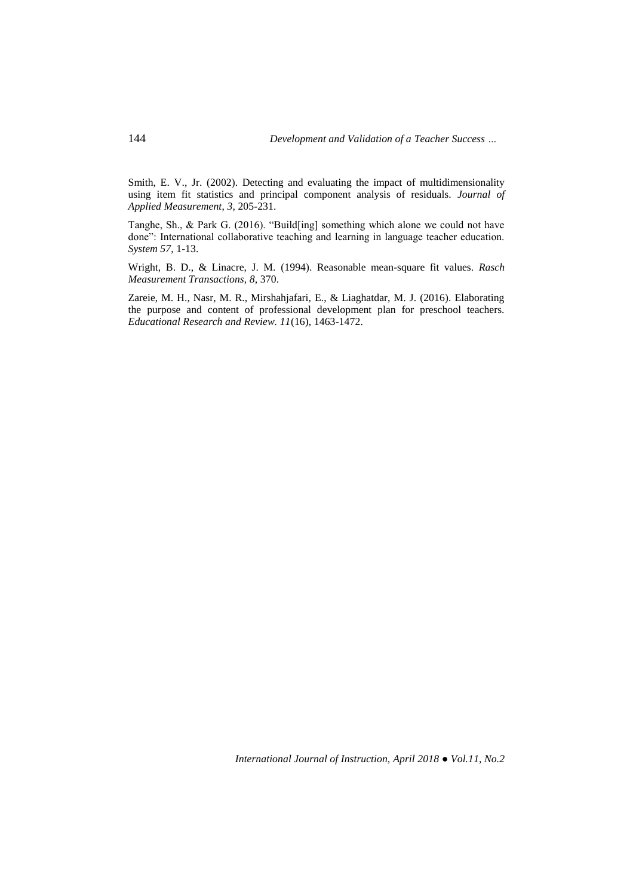Smith, E. V., Jr. (2002). Detecting and evaluating the impact of multidimensionality using item fit statistics and principal component analysis of residuals. *Journal of Applied Measurement, 3*, 205-231.

Tanghe, Sh., & Park G. (2016). "Build[ing] something which alone we could not have done": International collaborative teaching and learning in language teacher education. *System 57*, 1-13.

Wright, B. D., & Linacre, J. M. (1994). Reasonable mean-square fit values. *Rasch Measurement Transactions, 8*, 370.

Zareie, M. H., Nasr, M. R., Mirshahjafari, E., & Liaghatdar, M. J. (2016). Elaborating the purpose and content of professional development plan for preschool teachers. *Educational Research and Review. 11*(16), 1463-1472.